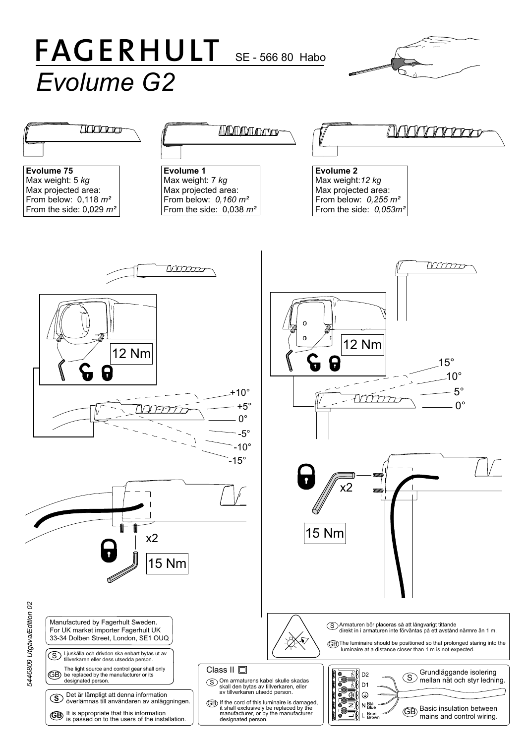# FAGERHULT

SE - 566 80 Habo

## Evolume G2

**Evolume 75**
Max weight: 5 *kg*
Max projected area:
From below: 0,118 *m²*
From the side: 0,029 *m²*

**Evolume 1**
Max weight: 7 *kg*
Max projected area:
From below: *0,160 m²*
From the side: 0,038 *m²*

**Evolume 2**
Max weight:*12 kg*
Max projected area:
From below: *0,255 m²*
From the side: *0,053m²*

12 Nm

+10°
+5°
0°
-5°
-10°
-15°

x2

15 Nm

12 Nm

15°
10°
5°
0°

x2

15 Nm

5446809 Utgåva/Edition 02

Manufactured by Fagerhult Sweden.
For UK market importer Fagerhult UK
33-34 Dolben Street, London, SE1 OUQ

(S) Ljuskälla och drivdon ska enbart bytas ut av tillverkaren eller dess utsedda person.

(GB) The light source and control gear shall only be replaced by the manufacturer or its designated person.

(S) Det är lämpligt att denna information överlämnas till användaren av anläggningen.

(GB) It is appropriate that this information is passed on to the users of the installation.

(S) Armaturen bör placeras så att långvarigt tittande direkt in i armaturen inte förväntas på ett avstånd närmre än 1 m.

(GB) The luminaire should be positioned so that prolonged staring into the luminaire at a distance closer than 1 m is not expected.

Class II

(S) Om armaturens kabel skulle skadas skall den bytas av tillverkaren, eller av tillverkaren utsedd person.

(GB) If the cord of this luminaire is damaged, it shall exclusively be replaced by the manufacturer, or by the manufacturer designated person.

D2
D1
⏚
N Blå Blue
L Brun Brown

(S) Grundläggande isolering mellan nät och styr ledning.

(GB) Basic insulation between mains and control wiring.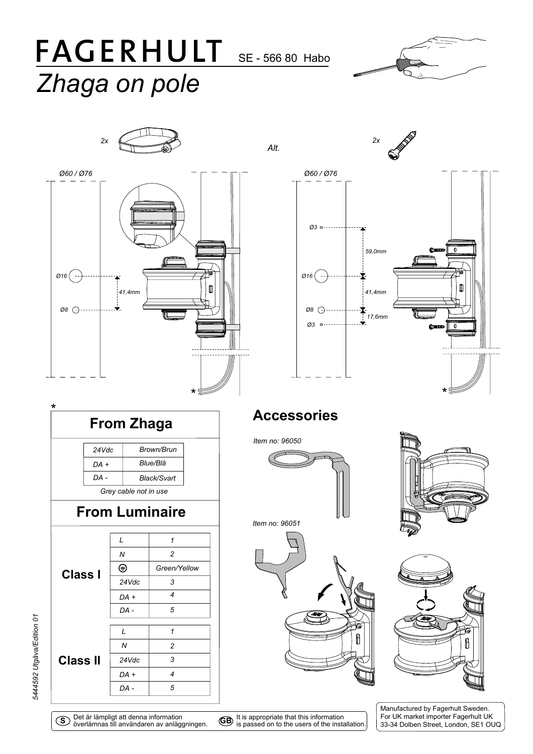# FAGERHULT

SE - 566 80 Habo

## Zhaga on pole

2x

Alt.

2x

Ø60 / Ø76

Ø16

41,4mm

Ø8

Ø60 / Ø76

Ø3

59,0mm

Ø16

41,4mm

Ø8

17,6mm

Ø3

*

## From Zhaga

| | |
|---|---|
| 24Vdc | Brown/Brun |
| DA + | Blue/Blå |
| DA - | Black/Svart |

Grey cable not in use

## From Luminaire

**Class I**

| | |
|---|---|
| L | 1 |
| N | 2 |
| ⏚ | Green/Yellow |
| 24Vdc | 3 |
| DA + | 4 |
| DA - | 5 |

**Class II**

| | |
|---|---|
| L | 1 |
| N | 2 |
| 24Vdc | 3 |
| DA + | 4 |
| DA - | 5 |

## Accessories

Item no: 96050

Item no: 96051

5444592 Utgåva/Edition 01

(S) Det är lämpligt att denna information överlämnas till användaren av anläggningen.

(GB) It is appropriate that this information is passed on to the users of the installation.

Manufactured by Fagerhult Sweden.
For UK market importer Fagerhult UK
33-34 Dolben Street, London, SE1 OUQ